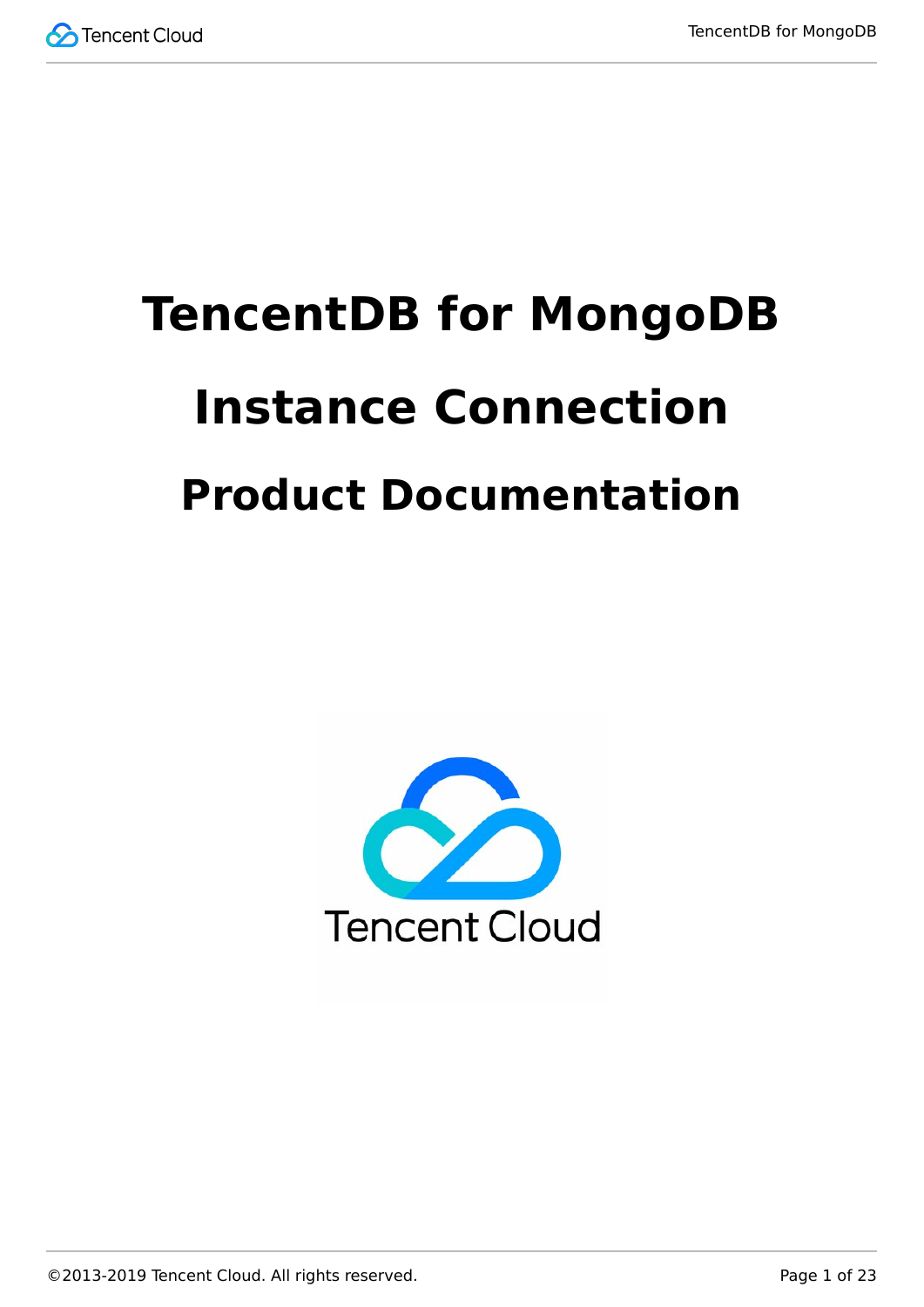# TencentDB for MongoDB

# Instance Connection

## Product Documentation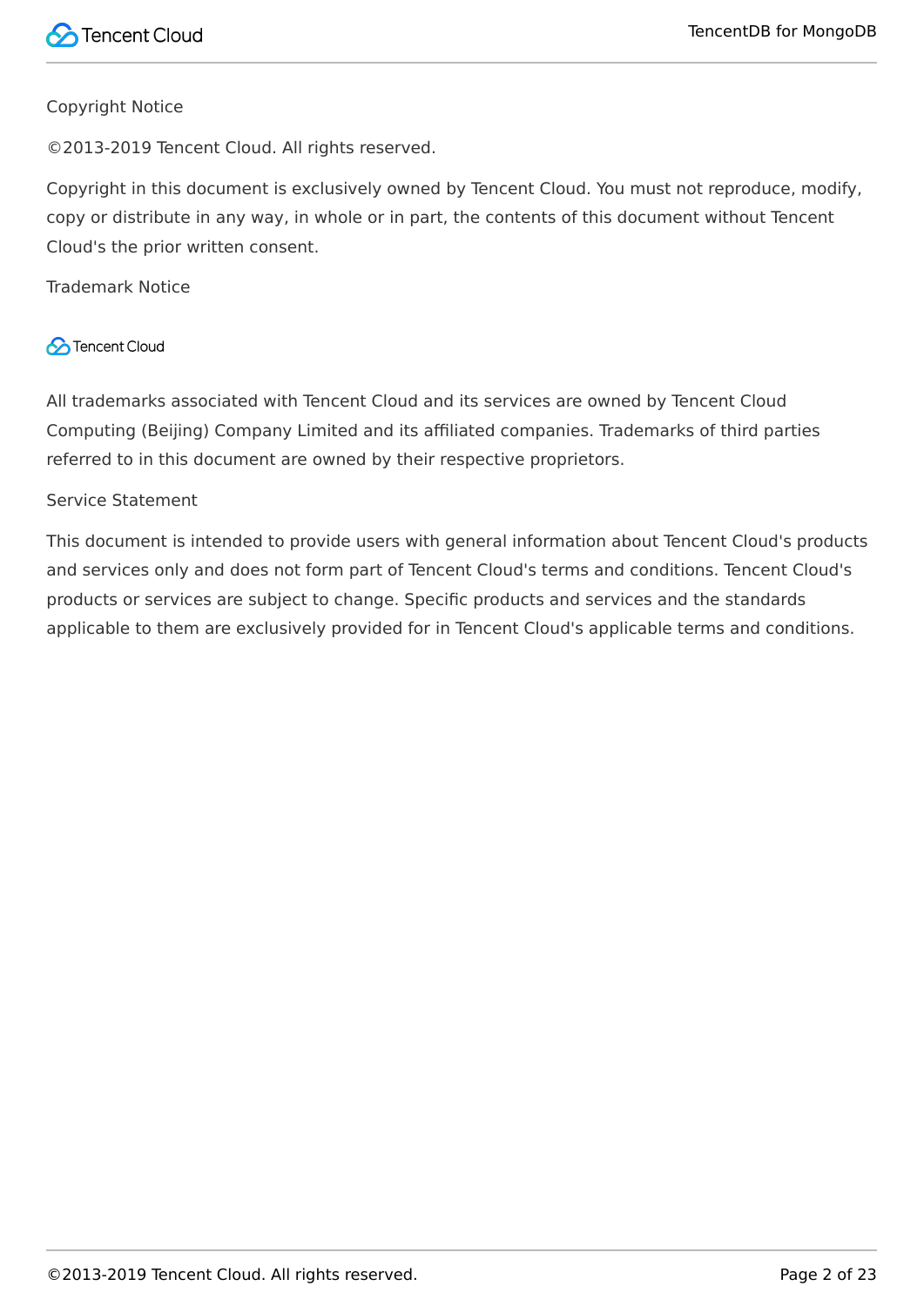Copyright Notice

©2013-2019 Tencent Cloud. All rights reserved.

Copyright in this document is exclusively owned by Tencent Cloud. You must not reproduce, modify, copy or distribute in any way, in whole or in part, the contents of this document without Tencent Cloud's the prior written consent.

Trademark Notice

Tencent Cloud

All trademarks associated with Tencent Cloud and its services are owned by Tencent Cloud Computing (Beijing) Company Limited and its affiliated companies. Trademarks of third parties referred to in this document are owned by their respective proprietors.

Service Statement

This document is intended to provide users with general information about Tencent Cloud's products and services only and does not form part of Tencent Cloud's terms and conditions. Tencent Cloud's products or services are subject to change. Specific products and services and the standards applicable to them are exclusively provided for in Tencent Cloud's applicable terms and conditions.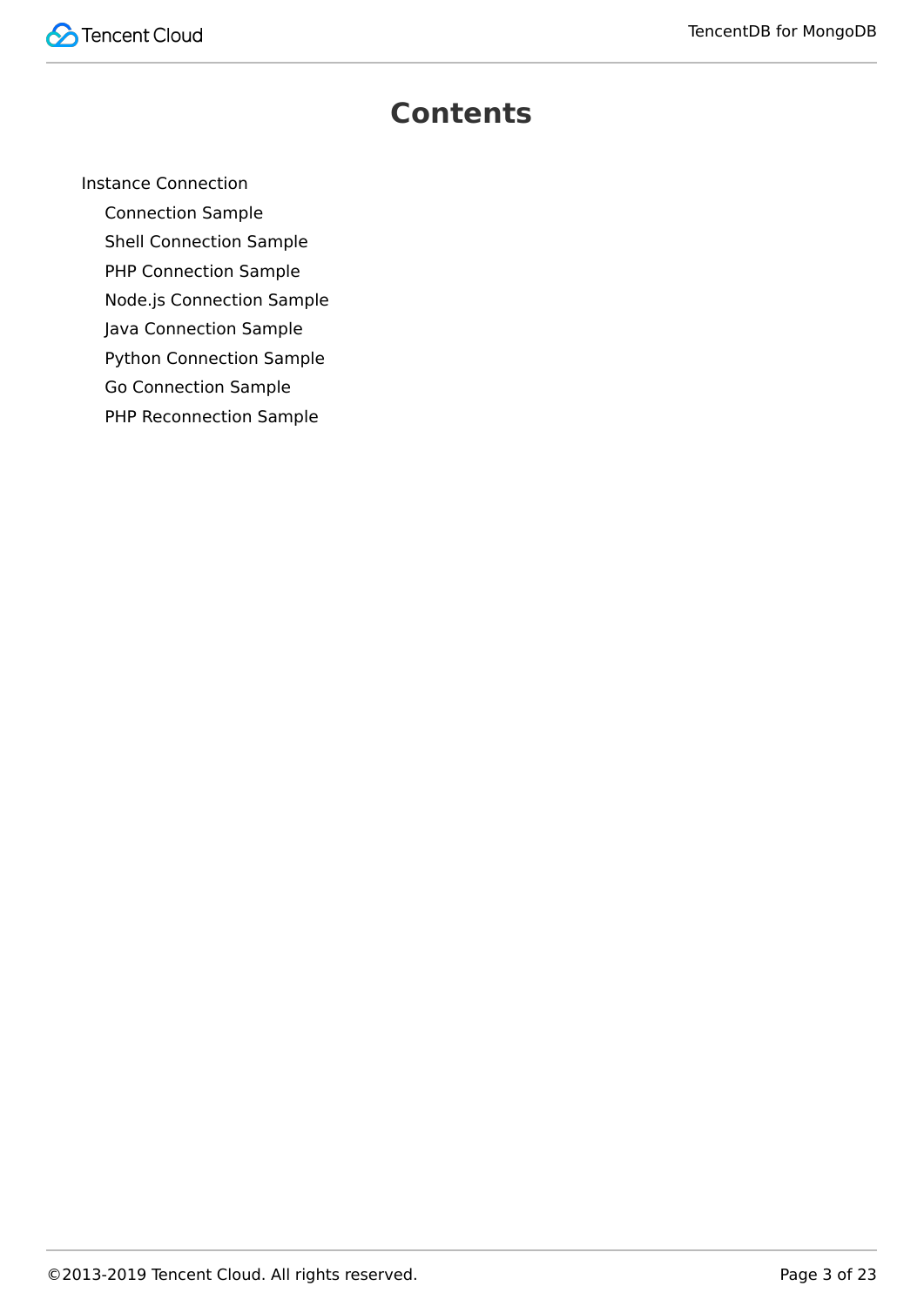# Contents

- Instance Connection
  - Connection Sample
  - Shell Connection Sample
  - PHP Connection Sample
  - Node.js Connection Sample
  - Java Connection Sample
  - Python Connection Sample
  - Go Connection Sample
  - PHP Reconnection Sample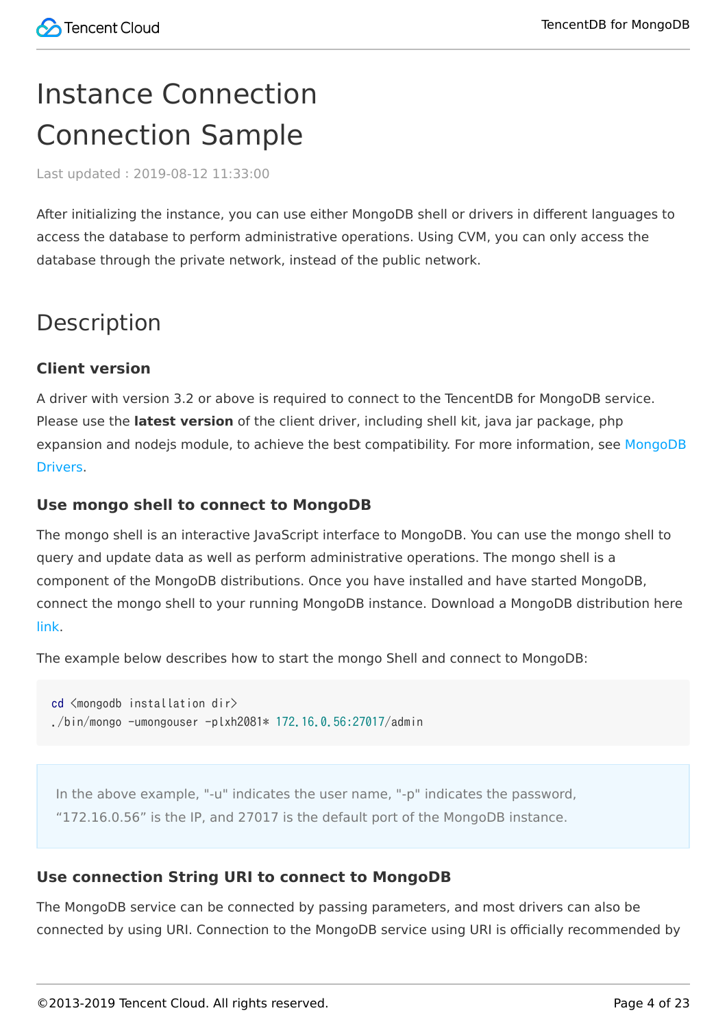# Instance Connection

# Connection Sample

Last updated : 2019-08-12 11:33:00

After initializing the instance, you can use either MongoDB shell or drivers in different languages to access the database to perform administrative operations. Using CVM, you can only access the database through the private network, instead of the public network.

## Description

### Client version

A driver with version 3.2 or above is required to connect to the TencentDB for MongoDB service. Please use the **latest version** of the client driver, including shell kit, java jar package, php expansion and nodejs module, to achieve the best compatibility. For more information, see MongoDB Drivers.

### Use mongo shell to connect to MongoDB

The mongo shell is an interactive JavaScript interface to MongoDB. You can use the mongo shell to query and update data as well as perform administrative operations. The mongo shell is a component of the MongoDB distributions. Once you have installed and have started MongoDB, connect the mongo shell to your running MongoDB instance. Download a MongoDB distribution here link.

The example below describes how to start the mongo Shell and connect to MongoDB:

```
cd <mongodb installation dir>
./bin/mongo -umongouser -plxh2081* 172.16.0.56:27017/admin
```

> In the above example, "-u" indicates the user name, "-p" indicates the password, “172.16.0.56” is the IP, and 27017 is the default port of the MongoDB instance.

### Use connection String URI to connect to MongoDB

The MongoDB service can be connected by passing parameters, and most drivers can also be connected by using URI. Connection to the MongoDB service using URI is officially recommended by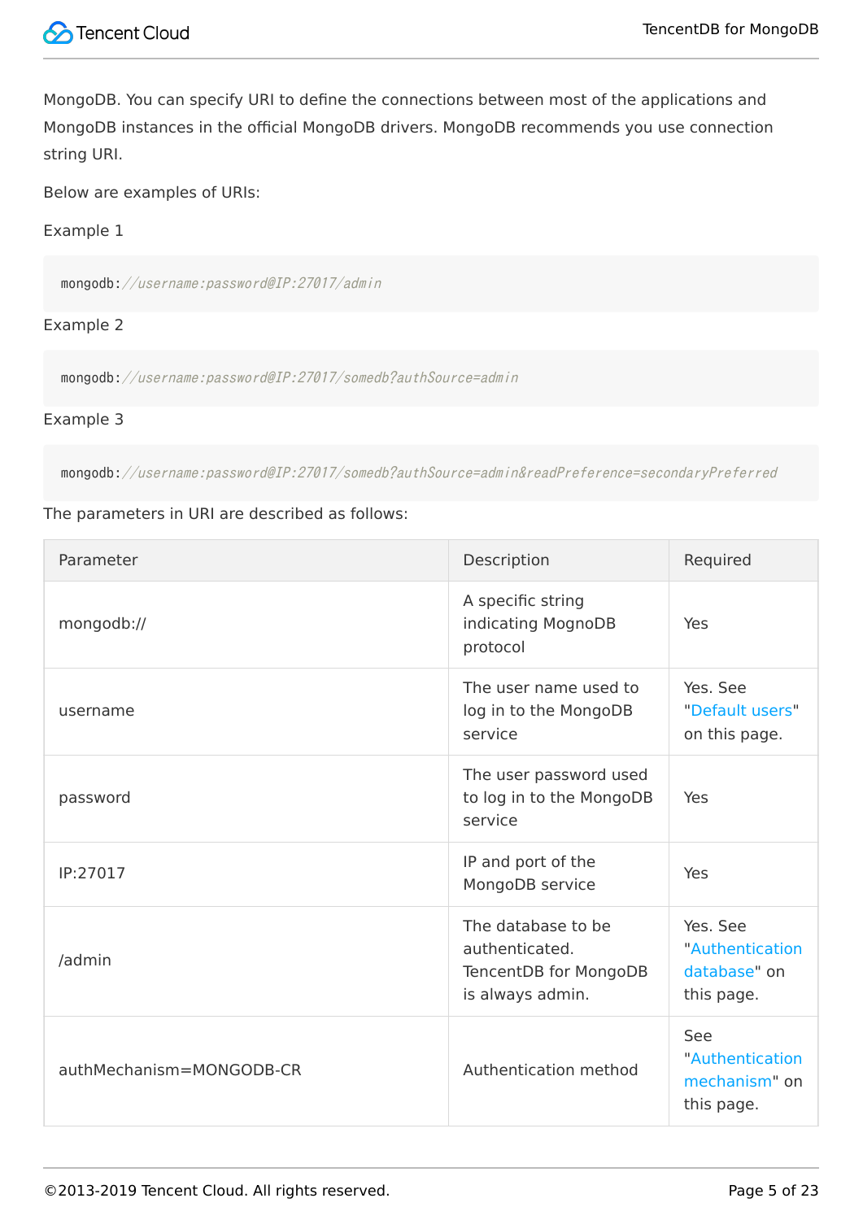MongoDB. You can specify URI to define the connections between most of the applications and MongoDB instances in the official MongoDB drivers. MongoDB recommends you use connection string URI.

Below are examples of URIs:

Example 1

```
mongodb://username:password@IP:27017/admin
```

Example 2

```
mongodb://username:password@IP:27017/somedb?authSource=admin
```

Example 3

```
mongodb://username:password@IP:27017/somedb?authSource=admin&readPreference=secondaryPreferred
```

The parameters in URI are described as follows:

| Parameter | Description | Required |
| --- | --- | --- |
| mongodb:// | A specific string indicating MognoDB protocol | Yes |
| username | The user name used to log in to the MongoDB service | Yes. See "Default users" on this page. |
| password | The user password used to log in to the MongoDB service | Yes |
| IP:27017 | IP and port of the MongoDB service | Yes |
| /admin | The database to be authenticated. TencentDB for MongoDB is always admin. | Yes. See "Authentication database" on this page. |
| authMechanism=MONGODB-CR | Authentication method | See "Authentication mechanism" on this page. |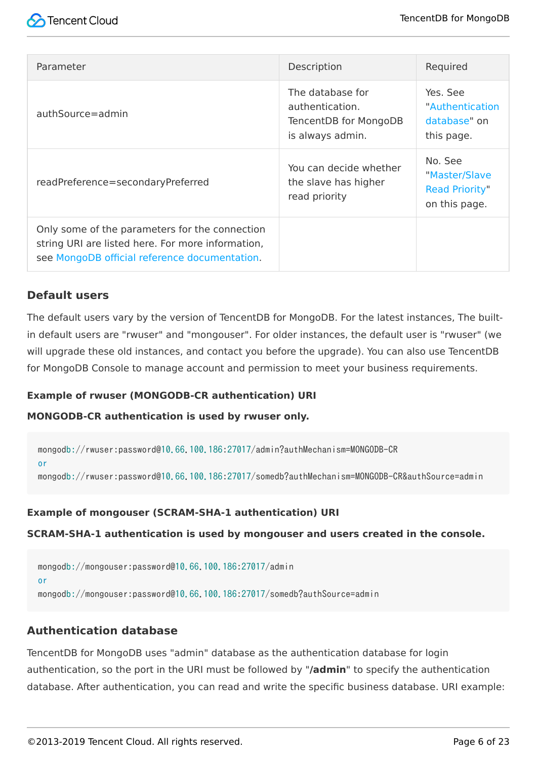| Parameter | Description | Required |
| --- | --- | --- |
| authSource=admin | The database for authentication. TencentDB for MongoDB is always admin. | Yes. See "Authentication database" on this page. |
| readPreference=secondaryPreferred | You can decide whether the slave has higher read priority | No. See "Master/Slave Read Priority" on this page. |
| Only some of the parameters for the connection string URI are listed here. For more information, see MongoDB official reference documentation. | | |

### Default users

The default users vary by the version of TencentDB for MongoDB. For the latest instances, The built-in default users are "rwuser" and "mongouser". For older instances, the default user is "rwuser" (we will upgrade these old instances, and contact you before the upgrade). You can also use TencentDB for MongoDB Console to manage account and permission to meet your business requirements.

**Example of rwuser (MONGODB-CR authentication) URI**

**MONGODB-CR authentication is used by rwuser only.**

```
mongodb://rwuser:password@10.66.100.186:27017/admin?authMechanism=MONGODB-CR
or
mongodb://rwuser:password@10.66.100.186:27017/somedb?authMechanism=MONGODB-CR&authSource=admin
```

**Example of mongouser (SCRAM-SHA-1 authentication) URI**

**SCRAM-SHA-1 authentication is used by mongouser and users created in the console.**

```
mongodb://mongouser:password@10.66.100.186:27017/admin
or
mongodb://mongouser:password@10.66.100.186:27017/somedb?authSource=admin
```

### Authentication database

TencentDB for MongoDB uses "admin" database as the authentication database for login authentication, so the port in the URI must be followed by "**/admin**" to specify the authentication database. After authentication, you can read and write the specific business database. URI example: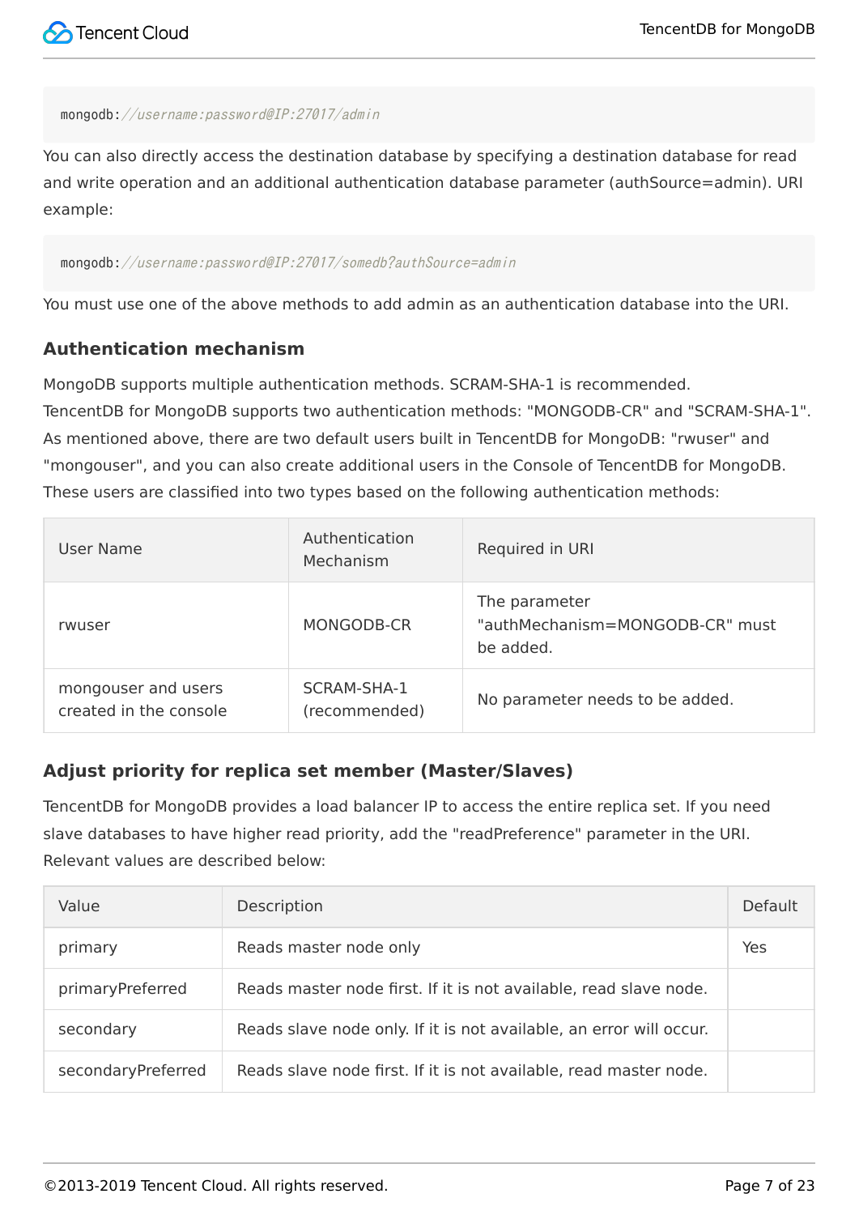```
mongodb://username:password@IP:27017/admin
```

You can also directly access the destination database by specifying a destination database for read and write operation and an additional authentication database parameter (authSource=admin). URI example:

```
mongodb://username:password@IP:27017/somedb?authSource=admin
```

You must use one of the above methods to add admin as an authentication database into the URI.

### Authentication mechanism

MongoDB supports multiple authentication methods. SCRAM-SHA-1 is recommended.
TencentDB for MongoDB supports two authentication methods: "MONGODB-CR" and "SCRAM-SHA-1". As mentioned above, there are two default users built in TencentDB for MongoDB: "rwuser" and "mongouser", and you can also create additional users in the Console of TencentDB for MongoDB. These users are classified into two types based on the following authentication methods:

| User Name | Authentication Mechanism | Required in URI |
| --- | --- | --- |
| rwuser | MONGODB-CR | The parameter "authMechanism=MONGODB-CR" must be added. |
| mongouser and users created in the console | SCRAM-SHA-1 (recommended) | No parameter needs to be added. |

### Adjust priority for replica set member (Master/Slaves)

TencentDB for MongoDB provides a load balancer IP to access the entire replica set. If you need slave databases to have higher read priority, add the "readPreference" parameter in the URI. Relevant values are described below:

| Value | Description | Default |
| --- | --- | --- |
| primary | Reads master node only | Yes |
| primaryPreferred | Reads master node first. If it is not available, read slave node. | |
| secondary | Reads slave node only. If it is not available, an error will occur. | |
| secondaryPreferred | Reads slave node first. If it is not available, read master node. | |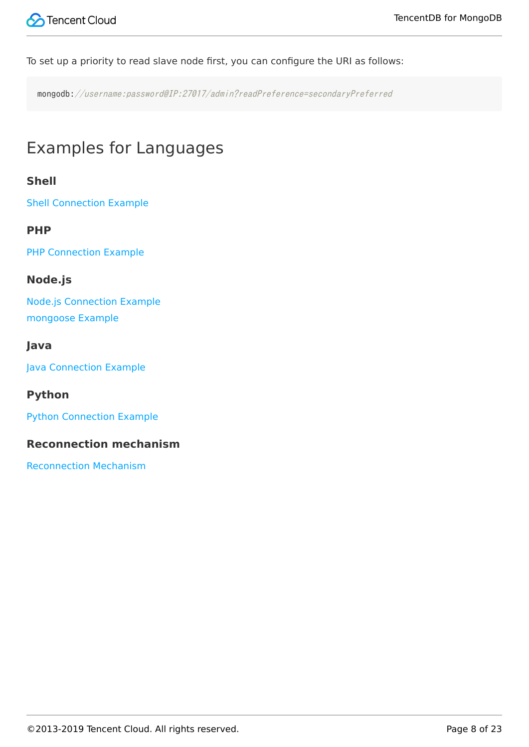To set up a priority to read slave node first, you can configure the URI as follows:

```
mongodb://username:password@IP:27017/admin?readPreference=secondaryPreferred
```

## Examples for Languages

### Shell

Shell Connection Example

### PHP

PHP Connection Example

### Node.js

Node.js Connection Example
mongoose Example

### Java

Java Connection Example

### Python

Python Connection Example

### Reconnection mechanism

Reconnection Mechanism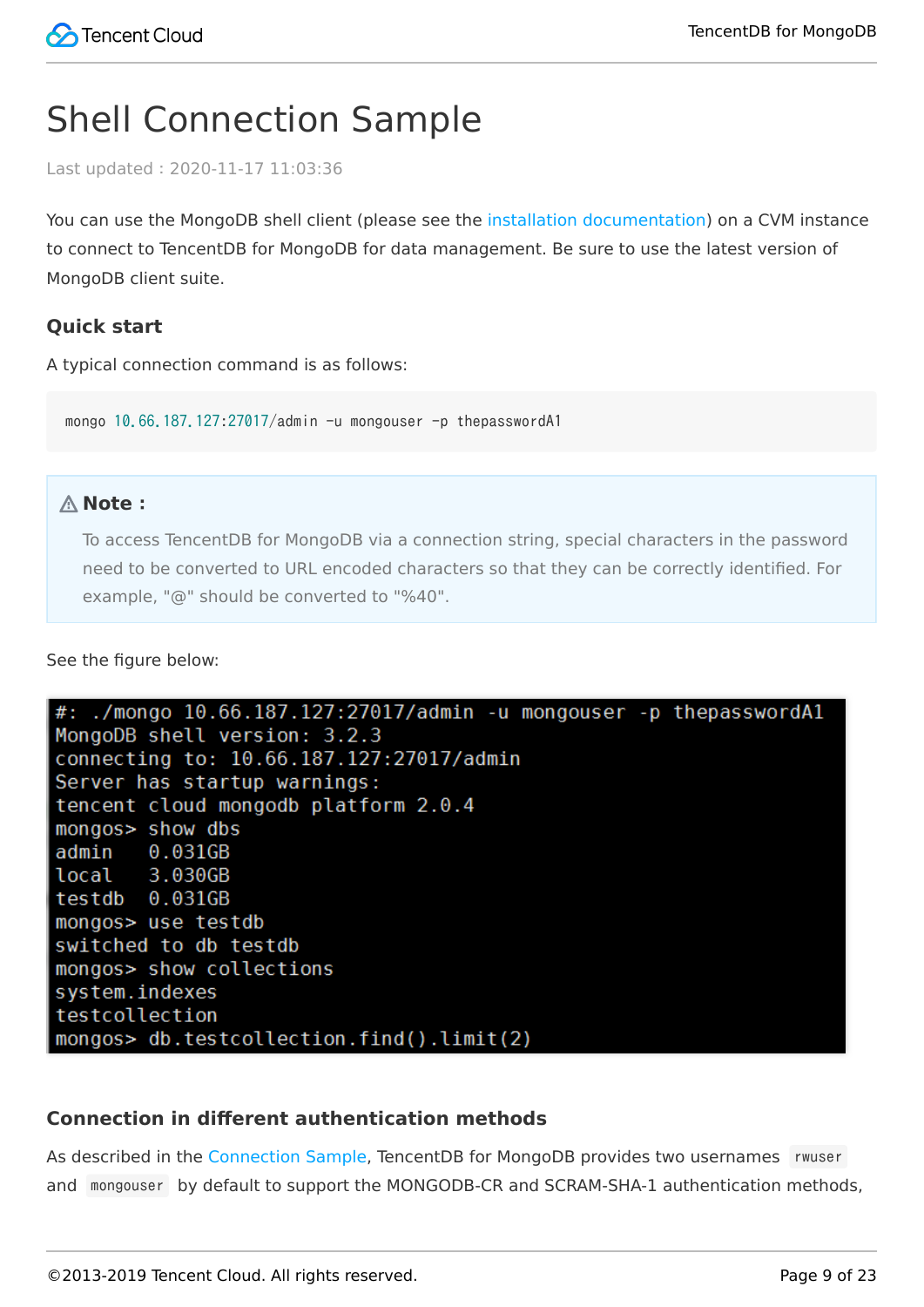# Shell Connection Sample

Last updated : 2020-11-17 11:03:36

You can use the MongoDB shell client (please see the installation documentation) on a CVM instance to connect to TencentDB for MongoDB for data management. Be sure to use the latest version of MongoDB client suite.

### Quick start

A typical connection command is as follows:

```
mongo 10.66.187.127:27017/admin -u mongouser -p thepasswordA1
```

> **Note :**
>
> To access TencentDB for MongoDB via a connection string, special characters in the password need to be converted to URL encoded characters so that they can be correctly identified. For example, "@" should be converted to "%40".

See the figure below:

```
#: ./mongo 10.66.187.127:27017/admin -u mongouser -p thepasswordA1
MongoDB shell version: 3.2.3
connecting to: 10.66.187.127:27017/admin
Server has startup warnings:
tencent cloud mongodb platform 2.0.4
mongos> show dbs
admin    0.031GB
local    3.030GB
testdb   0.031GB
mongos> use testdb
switched to db testdb
mongos> show collections
system.indexes
testcollection
mongos> db.testcollection.find().limit(2)
```

### Connection in different authentication methods

As described in the Connection Sample, TencentDB for MongoDB provides two usernames `rwuser` and `mongouser` by default to support the MONGODB-CR and SCRAM-SHA-1 authentication methods,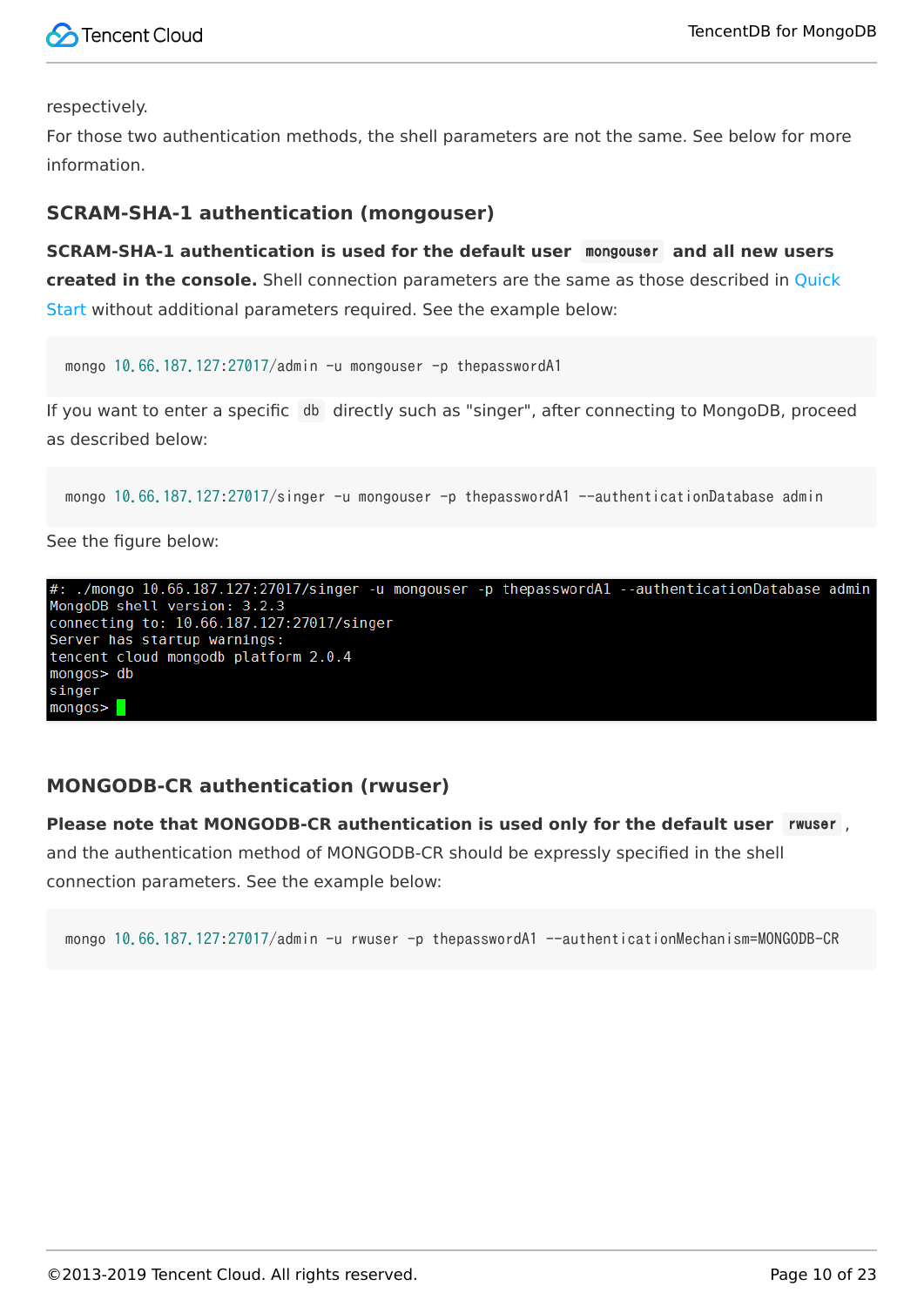respectively.

For those two authentication methods, the shell parameters are not the same. See below for more information.

### SCRAM-SHA-1 authentication (mongouser)

**SCRAM-SHA-1 authentication is used for the default user `mongouser` and all new users created in the console.** Shell connection parameters are the same as those described in Quick Start without additional parameters required. See the example below:

```
mongo 10.66.187.127:27017/admin -u mongouser -p thepasswordA1
```

If you want to enter a specific `db` directly such as "singer", after connecting to MongoDB, proceed as described below:

```
mongo 10.66.187.127:27017/singer -u mongouser -p thepasswordA1 --authenticationDatabase admin
```

See the figure below:

```
#: ./mongo 10.66.187.127:27017/singer -u mongouser -p thepasswordA1 --authenticationDatabase admin
MongoDB shell version: 3.2.3
connecting to: 10.66.187.127:27017/singer
Server has startup warnings:
tencent cloud mongodb platform 2.0.4
mongos> db
singer
mongos>
```

### MONGODB-CR authentication (rwuser)

**Please note that MONGODB-CR authentication is used only for the default user `rwuser`**, and the authentication method of MONGODB-CR should be expressly specified in the shell connection parameters. See the example below:

```
mongo 10.66.187.127:27017/admin -u rwuser -p thepasswordA1 --authenticationMechanism=MONGODB-CR
```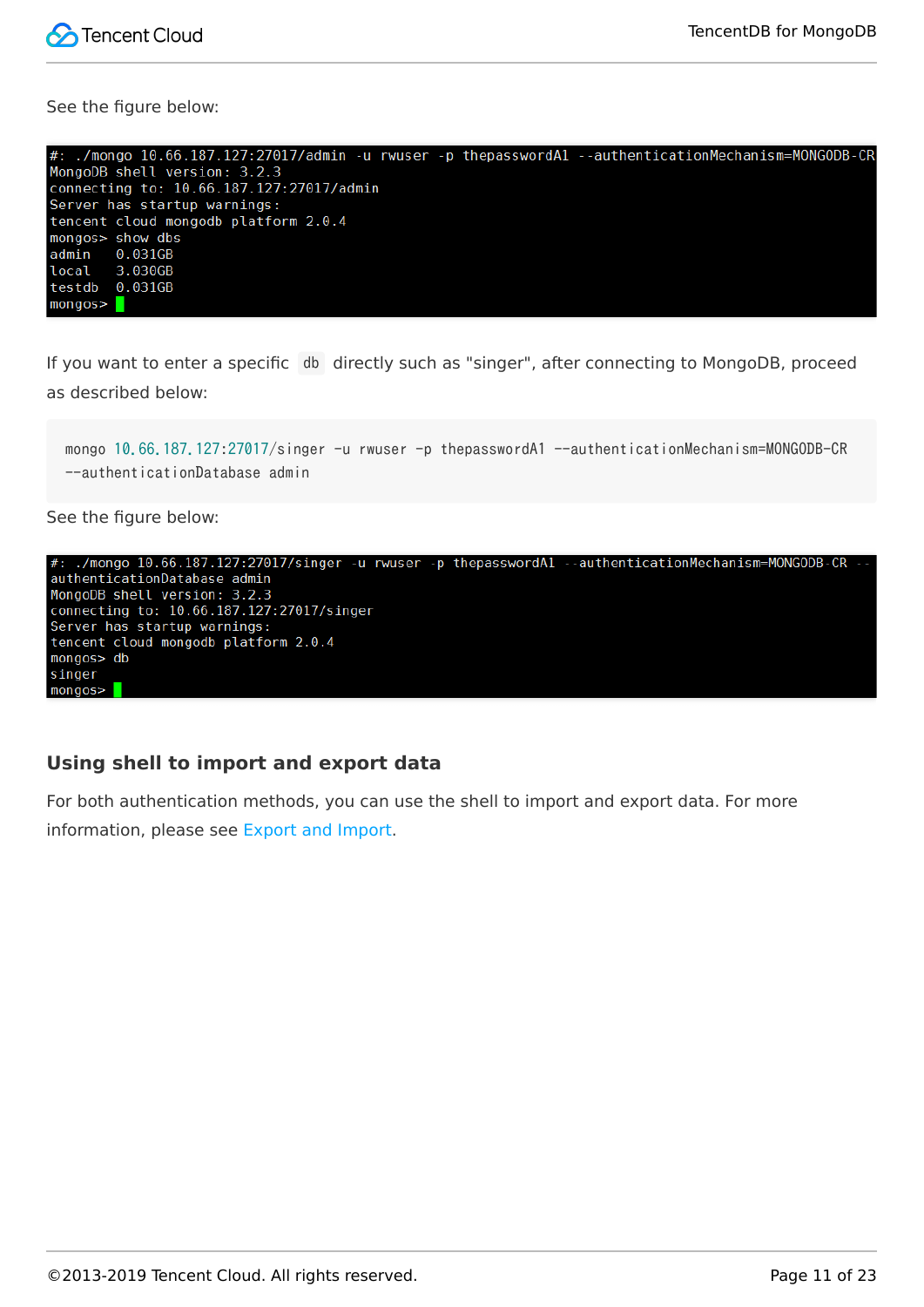See the figure below:

```
#: ./mongo 10.66.187.127:27017/admin -u rwuser -p thepasswordA1 --authenticationMechanism=MONGODB-CR
MongoDB shell version: 3.2.3
connecting to: 10.66.187.127:27017/admin
Server has startup warnings:
tencent cloud mongodb platform 2.0.4
mongos> show dbs
admin    0.031GB
local    3.030GB
testdb   0.031GB
mongos>
```

If you want to enter a specific `db` directly such as "singer", after connecting to MongoDB, proceed as described below:

```
mongo 10.66.187.127:27017/singer -u rwuser -p thepasswordA1 --authenticationMechanism=MONGODB-CR
--authenticationDatabase admin
```

See the figure below:

```
#: ./mongo 10.66.187.127:27017/singer -u rwuser -p thepasswordA1 --authenticationMechanism=MONGODB-CR --
authenticationDatabase admin
MongoDB shell version: 3.2.3
connecting to: 10.66.187.127:27017/singer
Server has startup warnings:
tencent cloud mongodb platform 2.0.4
mongos> db
singer
mongos>
```

### Using shell to import and export data

For both authentication methods, you can use the shell to import and export data. For more information, please see Export and Import.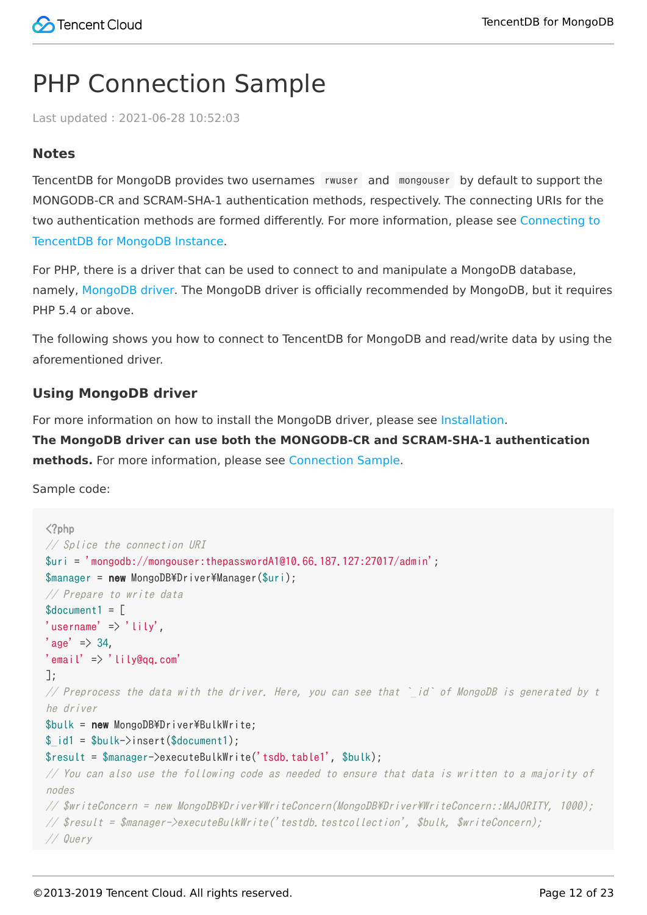# PHP Connection Sample

Last updated : 2021-06-28 10:52:03

### Notes

TencentDB for MongoDB provides two usernames `rwuser` and `mongouser` by default to support the MONGODB-CR and SCRAM-SHA-1 authentication methods, respectively. The connecting URIs for the two authentication methods are formed differently. For more information, please see Connecting to TencentDB for MongoDB Instance.

For PHP, there is a driver that can be used to connect to and manipulate a MongoDB database, namely, MongoDB driver. The MongoDB driver is officially recommended by MongoDB, but it requires PHP 5.4 or above.

The following shows you how to connect to TencentDB for MongoDB and read/write data by using the aforementioned driver.

### Using MongoDB driver

For more information on how to install the MongoDB driver, please see Installation.
**The MongoDB driver can use both the MONGODB-CR and SCRAM-SHA-1 authentication methods.** For more information, please see Connection Sample.

Sample code:

```
<?php
// Splice the connection URI
$uri = 'mongodb://mongouser:thepasswordA1@10.66.187.127:27017/admin';
$manager = new MongoDB\Driver\Manager($uri);
// Prepare to write data
$document1 = [
'username' => 'lily',
'age' => 34,
'email' => 'lily@qq.com'
];
// Preprocess the data with the driver. Here, you can see that `_id` of MongoDB is generated by the driver
$bulk = new MongoDB\Driver\BulkWrite;
$_id1 = $bulk->insert($document1);
$result = $manager->executeBulkWrite('tsdb.table1', $bulk);
// You can also use the following code as needed to ensure that data is written to a majority of nodes
// $writeConcern = new MongoDB\Driver\WriteConcern(MongoDB\Driver\WriteConcern::MAJORITY, 1000);
// $result = $manager->executeBulkWrite('testdb.testcollection', $bulk, $writeConcern);
// Query
```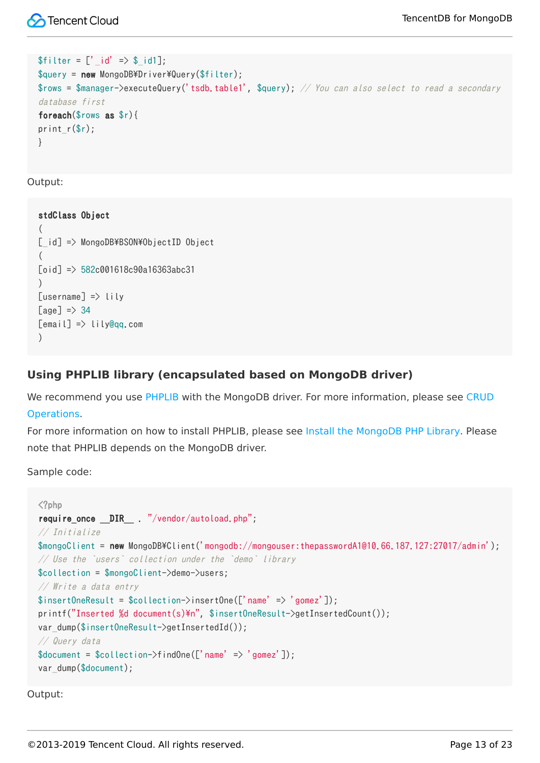```
$filter = ['_id' => $_id1];
$query = new MongoDB¥Driver¥Query($filter);
$rows = $manager->executeQuery('tsdb.table1', $query); // You can also select to read a secondary database first
foreach($rows as $r){
print_r($r);
}
```

Output:

```
stdClass Object
(
[_id] => MongoDB¥BSON¥ObjectID Object
(
[oid] => 582c001618c90a16363abc31
)
[username] => lily
[age] => 34
[email] => lily@qq.com
)
```

### Using PHPLIB library (encapsulated based on MongoDB driver)

We recommend you use PHPLIB with the MongoDB driver. For more information, please see CRUD Operations.

For more information on how to install PHPLIB, please see Install the MongoDB PHP Library. Please note that PHPLIB depends on the MongoDB driver.

Sample code:

```
<?php
require_once __DIR__ . "/vendor/autoload.php";
// Initialize
$mongoClient = new MongoDB¥Client('mongodb://mongouser:thepasswordA1@10.66.187.127:27017/admin');
// Use the `users` collection under the `demo` library
$collection = $mongoClient->demo->users;
// Write a data entry
$insertOneResult = $collection->insertOne(['name' => 'gomez']);
printf("Inserted %d document(s)¥n", $insertOneResult->getInsertedCount());
var_dump($insertOneResult->getInsertedId());
// Query data
$document = $collection->findOne(['name' => 'gomez']);
var_dump($document);
```

Output: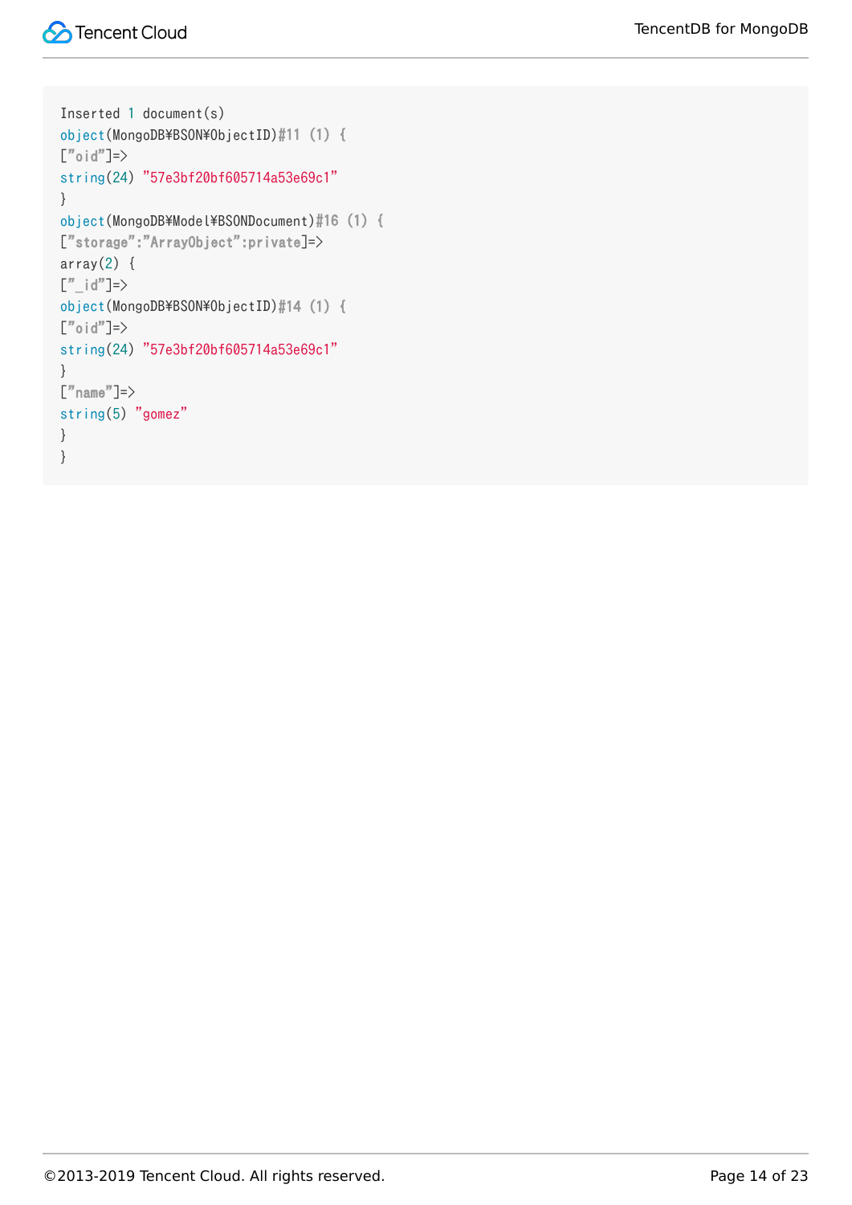```
Inserted 1 document(s)
object(MongoDB¥BSON¥ObjectID)#11 (1) {
["oid"]=>
string(24) "57e3bf20bf605714a53e69c1"
}
object(MongoDB¥Model¥BSONDocument)#16 (1) {
["storage":"ArrayObject":private]=>
array(2) {
["_id"]=>
object(MongoDB¥BSON¥ObjectID)#14 (1) {
["oid"]=>
string(24) "57e3bf20bf605714a53e69c1"
}
["name"]=>
string(5) "gomez"
}
}
```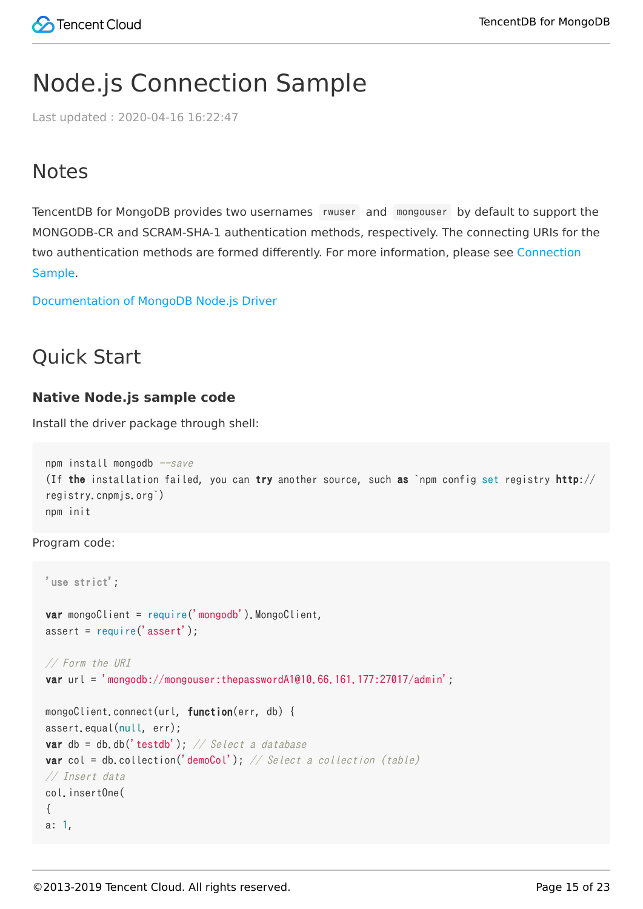# Node.js Connection Sample

Last updated : 2020-04-16 16:22:47

## Notes

TencentDB for MongoDB provides two usernames `rwuser` and `mongouser` by default to support the MONGODB-CR and SCRAM-SHA-1 authentication methods, respectively. The connecting URIs for the two authentication methods are formed differently. For more information, please see Connection Sample.

Documentation of MongoDB Node.js Driver

## Quick Start

### Native Node.js sample code

Install the driver package through shell:

```
npm install mongodb --save
(If the installation failed, you can try another source, such as `npm config set registry http://
registry.cnpmjs.org`)
npm init
```

Program code:

```
'use strict';

var mongoClient = require('mongodb').MongoClient,
assert = require('assert');

// Form the URI
var url = 'mongodb://mongouser:thepasswordA1@10.66.161.177:27017/admin';

mongoClient.connect(url, function(err, db) {
assert.equal(null, err);
var db = db.db('testdb'); // Select a database
var col = db.collection('demoCol'); // Select a collection (table)
// Insert data
col.insertOne(
{
a: 1,
```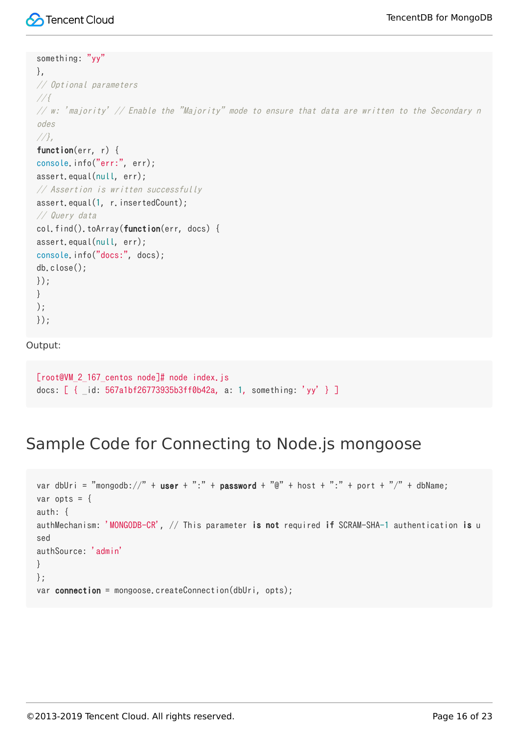```
something: "yy"
},
// Optional parameters
//{
// w: 'majority' // Enable the "Majority" mode to ensure that data are written to the Secondary nodes
//},
function(err, r) {
console.info("err:", err);
assert.equal(null, err);
// Assertion is written successfully
assert.equal(1, r.insertedCount);
// Query data
col.find().toArray(function(err, docs) {
assert.equal(null, err);
console.info("docs:", docs);
db.close();
});
}
);
});
```

Output:

```
[root@VM_2_167_centos node]# node index.js
docs: [ { _id: 567a1bf26773935b3ff0b42a, a: 1, something: 'yy' } ]
```

## Sample Code for Connecting to Node.js mongoose

```
var dbUri = "mongodb://" + user + ":" + password + "@" + host + ":" + port + "/" + dbName;
var opts = {
auth: {
authMechanism: 'MONGODB-CR', // This parameter is not required if SCRAM-SHA-1 authentication is used
authSource: 'admin'
}
};
var connection = mongoose.createConnection(dbUri, opts);
```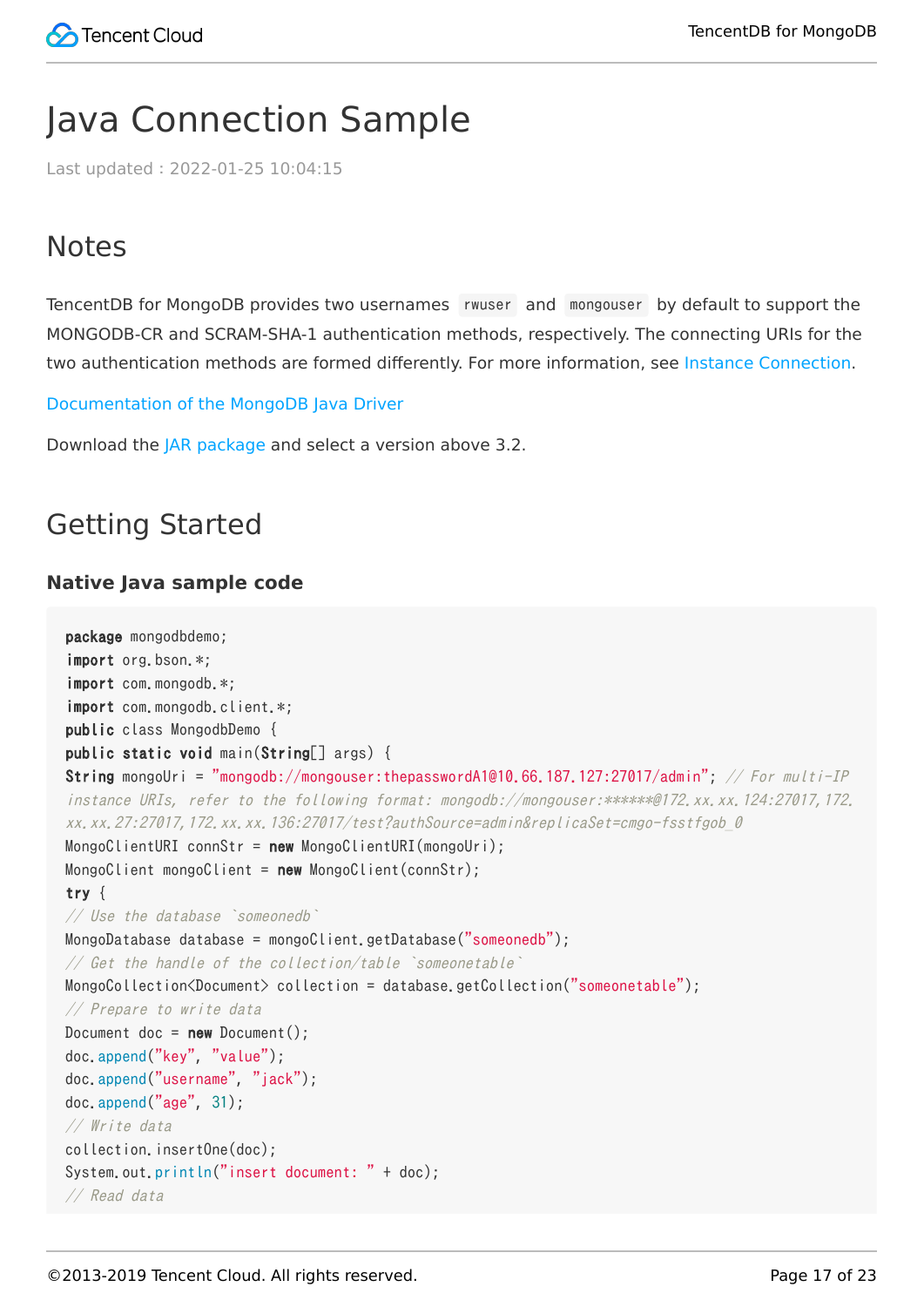# Java Connection Sample

Last updated : 2022-01-25 10:04:15

## Notes

TencentDB for MongoDB provides two usernames `rwuser` and `mongouser` by default to support the MONGODB-CR and SCRAM-SHA-1 authentication methods, respectively. The connecting URIs for the two authentication methods are formed differently. For more information, see Instance Connection.

Documentation of the MongoDB Java Driver

Download the JAR package and select a version above 3.2.

## Getting Started

### Native Java sample code

```
package mongodbdemo;
import org.bson.*;
import com.mongodb.*;
import com.mongodb.client.*;
public class MongodbDemo {
public static void main(String[] args) {
String mongoUri = "mongodb://mongouser:thepasswordA1@10.66.187.127:27017/admin"; // For multi-IP instance URIs, refer to the following format: mongodb://mongouser:******@172.xx.xx.124:27017,172.xx.xx.27:27017,172.xx.xx.136:27017/test?authSource=admin&replicaSet=cmgo-fsstfgob_0
MongoClientURI connStr = new MongoClientURI(mongoUri);
MongoClient mongoClient = new MongoClient(connStr);
try {
// Use the database `someonedb`
MongoDatabase database = mongoClient.getDatabase("someonedb");
// Get the handle of the collection/table `someonetable`
MongoCollection<Document> collection = database.getCollection("someonetable");
// Prepare to write data
Document doc = new Document();
doc.append("key", "value");
doc.append("username", "jack");
doc.append("age", 31);
// Write data
collection.insertOne(doc);
System.out.println("insert document: " + doc);
// Read data
```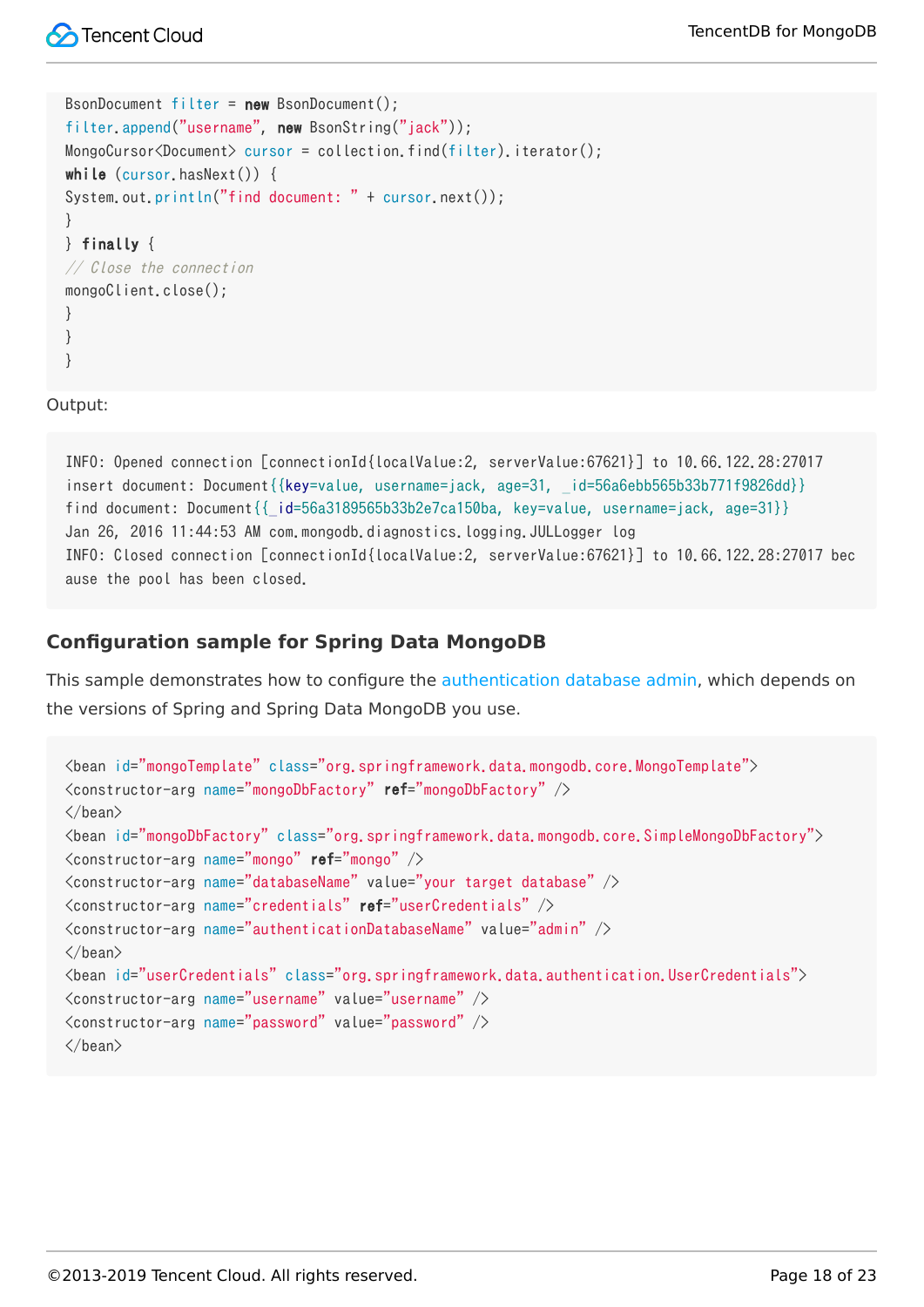```
BsonDocument filter = new BsonDocument();
filter.append("username", new BsonString("jack"));
MongoCursor<Document> cursor = collection.find(filter).iterator();
while (cursor.hasNext()) {
System.out.println("find document: " + cursor.next());
}
} finally {
// Close the connection
mongoClient.close();
}
}
}
```

Output:

```
INFO: Opened connection [connectionId{localValue:2, serverValue:67621}] to 10.66.122.28:27017
insert document: Document{{key=value, username=jack, age=31, _id=56a6ebb565b33b771f9826dd}}
find document: Document{{_id=56a3189565b33b2e7ca150ba, key=value, username=jack, age=31}}
Jan 26, 2016 11:44:53 AM com.mongodb.diagnostics.logging.JULLogger log
INFO: Closed connection [connectionId{localValue:2, serverValue:67621}] to 10.66.122.28:27017 bec
ause the pool has been closed.
```

### Configuration sample for Spring Data MongoDB

This sample demonstrates how to configure the authentication database admin, which depends on the versions of Spring and Spring Data MongoDB you use.

```
<bean id="mongoTemplate" class="org.springframework.data.mongodb.core.MongoTemplate">
<constructor-arg name="mongoDbFactory" ref="mongoDbFactory" />
</bean>
<bean id="mongoDbFactory" class="org.springframework.data.mongodb.core.SimpleMongoDbFactory">
<constructor-arg name="mongo" ref="mongo" />
<constructor-arg name="databaseName" value="your target database" />
<constructor-arg name="credentials" ref="userCredentials" />
<constructor-arg name="authenticationDatabaseName" value="admin" />
</bean>
<bean id="userCredentials" class="org.springframework.data.authentication.UserCredentials">
<constructor-arg name="username" value="username" />
<constructor-arg name="password" value="password" />
</bean>
```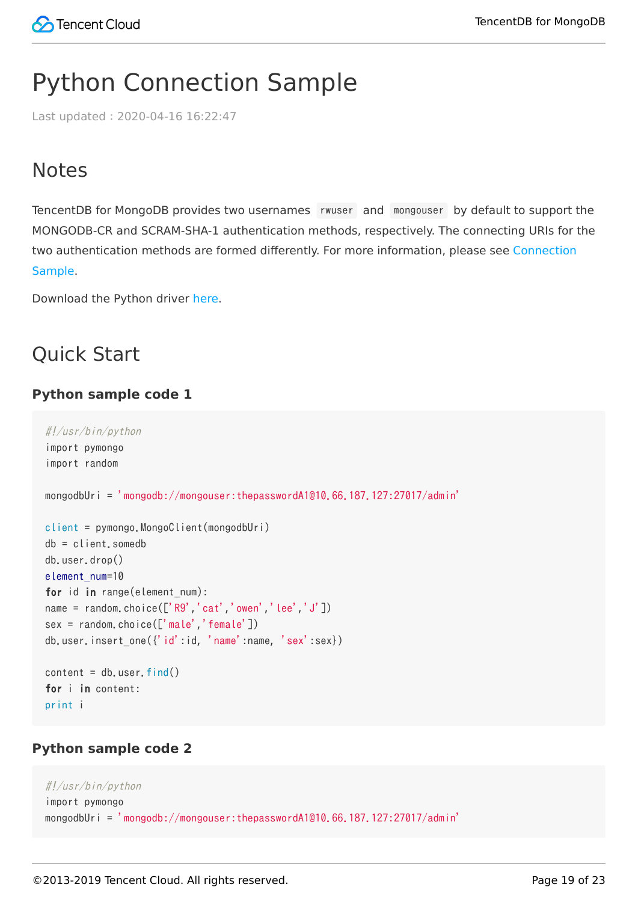# Python Connection Sample

Last updated : 2020-04-16 16:22:47

## Notes

TencentDB for MongoDB provides two usernames `rwuser` and `mongouser` by default to support the MONGODB-CR and SCRAM-SHA-1 authentication methods, respectively. The connecting URIs for the two authentication methods are formed differently. For more information, please see Connection Sample.

Download the Python driver here.

## Quick Start

### Python sample code 1

```
#!/usr/bin/python
import pymongo
import random

mongodbUri = 'mongodb://mongouser:thepasswordA1@10.66.187.127:27017/admin'

client = pymongo.MongoClient(mongodbUri)
db = client.somedb
db.user.drop()
element_num=10
for id in range(element_num):
name = random.choice(['R9','cat','owen','lee','J'])
sex = random.choice(['male','female'])
db.user.insert_one({'id':id, 'name':name, 'sex':sex})

content = db.user.find()
for i in content:
print i
```

### Python sample code 2

```
#!/usr/bin/python
import pymongo
mongodbUri = 'mongodb://mongouser:thepasswordA1@10.66.187.127:27017/admin'
```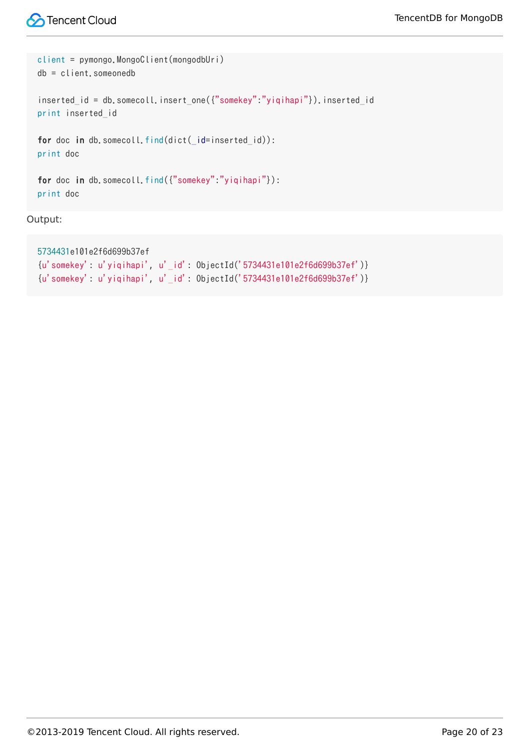```
client = pymongo.MongoClient(mongodbUri)
db = client.someonedb

inserted_id = db.somecoll.insert_one({"somekey":"yiqihapi"}).inserted_id
print inserted_id

for doc in db.somecoll.find(dict(_id=inserted_id)):
print doc

for doc in db.somecoll.find({"somekey":"yiqihapi"}):
print doc
```

Output:

```
5734431e101e2f6d699b37ef
{u'somekey': u'yiqihapi', u'_id': ObjectId('5734431e101e2f6d699b37ef')}
{u'somekey': u'yiqihapi', u'_id': ObjectId('5734431e101e2f6d699b37ef')}
```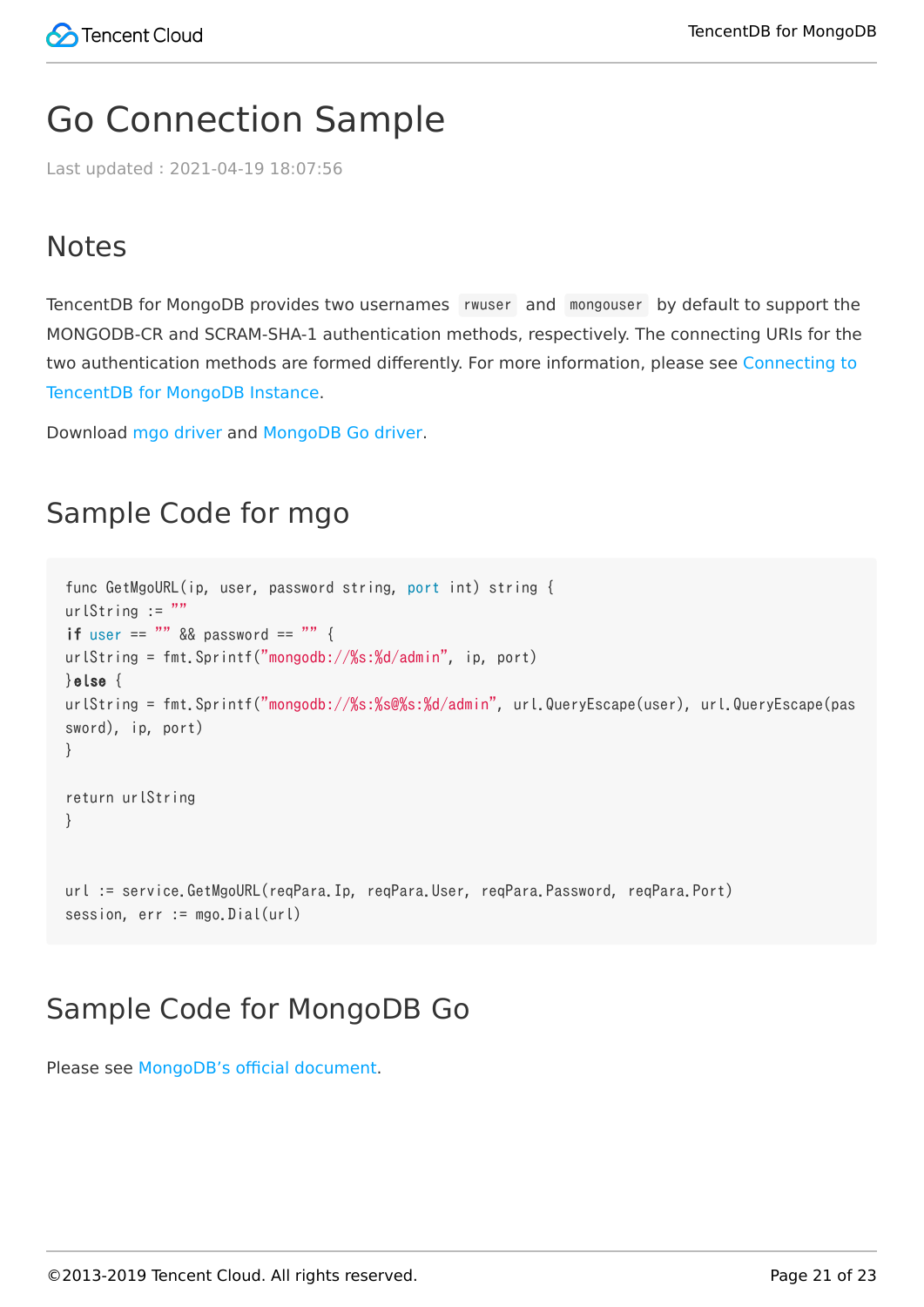# Go Connection Sample

Last updated : 2021-04-19 18:07:56

## Notes

TencentDB for MongoDB provides two usernames `rwuser` and `mongouser` by default to support the MONGODB-CR and SCRAM-SHA-1 authentication methods, respectively. The connecting URIs for the two authentication methods are formed differently. For more information, please see Connecting to TencentDB for MongoDB Instance.

Download mgo driver and MongoDB Go driver.

## Sample Code for mgo

```
func GetMgoURL(ip, user, password string, port int) string {
urlString := ""
if user == "" && password == "" {
urlString = fmt.Sprintf("mongodb://%s:%d/admin", ip, port)
}else {
urlString = fmt.Sprintf("mongodb://%s:%s@%s:%d/admin", url.QueryEscape(user), url.QueryEscape(password), ip, port)
}

return urlString
}


url := service.GetMgoURL(reqPara.Ip, reqPara.User, reqPara.Password, reqPara.Port)
session, err := mgo.Dial(url)
```

## Sample Code for MongoDB Go

Please see MongoDB's official document.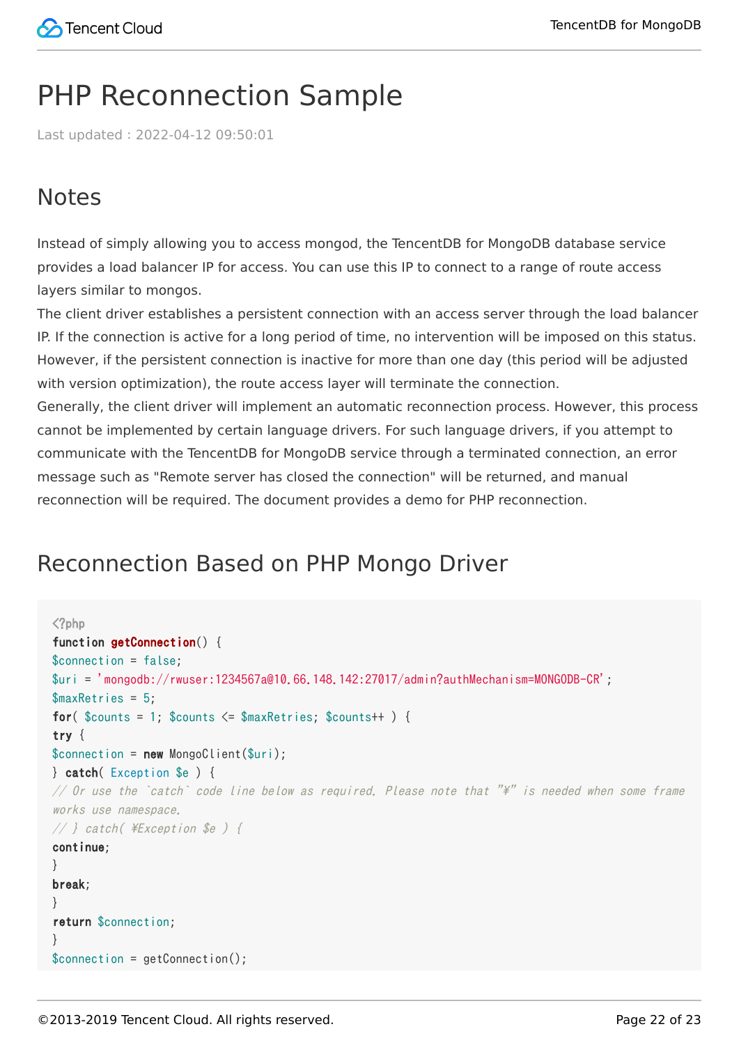# PHP Reconnection Sample

Last updated : 2022-04-12 09:50:01

## Notes

Instead of simply allowing you to access mongod, the TencentDB for MongoDB database service provides a load balancer IP for access. You can use this IP to connect to a range of route access layers similar to mongos.

The client driver establishes a persistent connection with an access server through the load balancer IP. If the connection is active for a long period of time, no intervention will be imposed on this status. However, if the persistent connection is inactive for more than one day (this period will be adjusted with version optimization), the route access layer will terminate the connection.

Generally, the client driver will implement an automatic reconnection process. However, this process cannot be implemented by certain language drivers. For such language drivers, if you attempt to communicate with the TencentDB for MongoDB service through a terminated connection, an error message such as "Remote server has closed the connection" will be returned, and manual reconnection will be required. The document provides a demo for PHP reconnection.

## Reconnection Based on PHP Mongo Driver

```
<?php
function getConnection() {
$connection = false;
$uri = 'mongodb://rwuser:1234567a@10.66.148.142:27017/admin?authMechanism=MONGODB-CR';
$maxRetries = 5;
for( $counts = 1; $counts <= $maxRetries; $counts++ ) {
try {
$connection = new MongoClient($uri);
} catch( Exception $e ) {
// Or use the `catch` code line below as required. Please note that "¥" is needed when some frame works use namespace.
// } catch( ¥Exception $e ) {
continue;
}
break;
}
return $connection;
}
$connection = getConnection();
```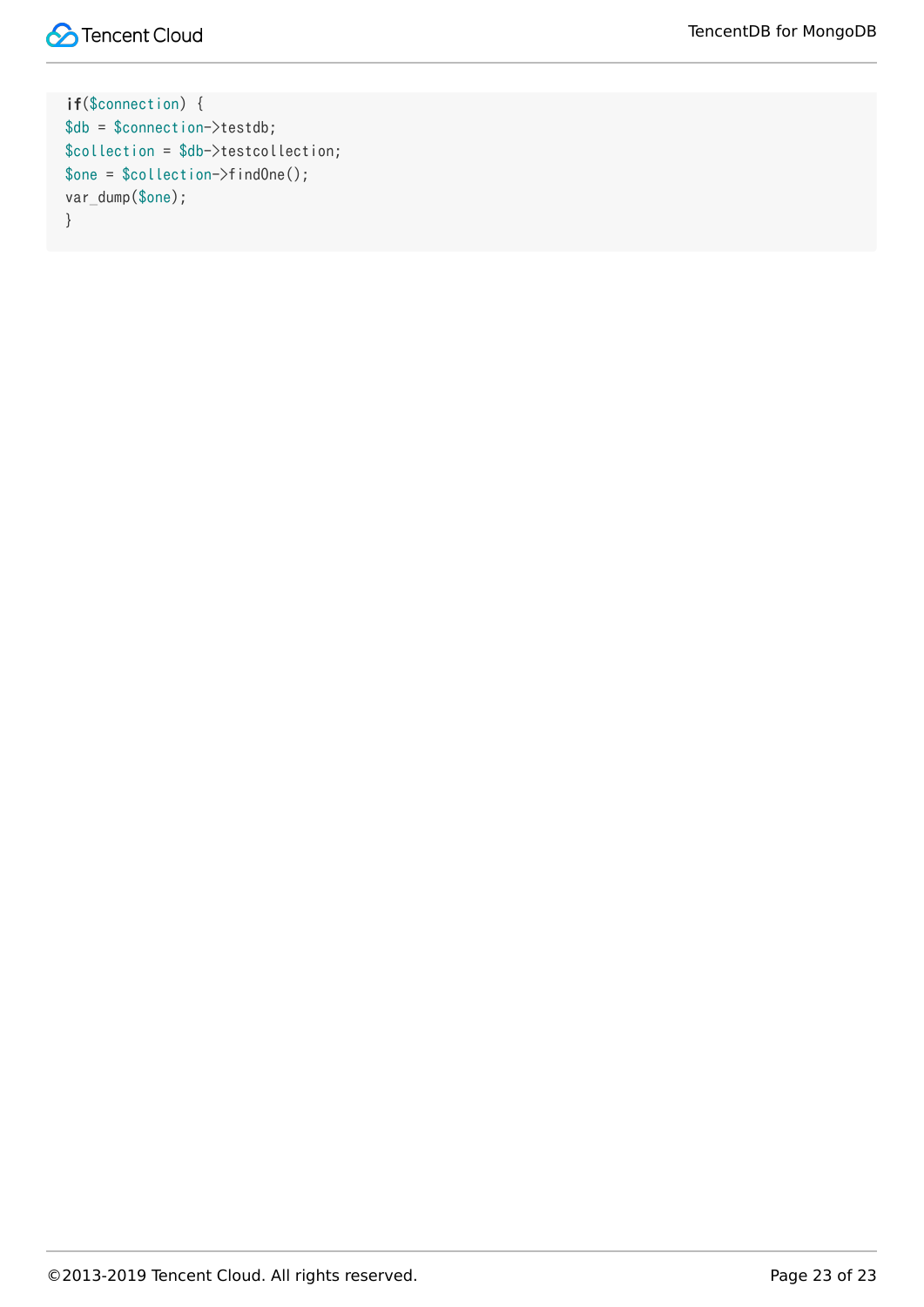```
if($connection) {
$db = $connection->testdb;
$collection = $db->testcollection;
$one = $collection->findOne();
var_dump($one);
}
```